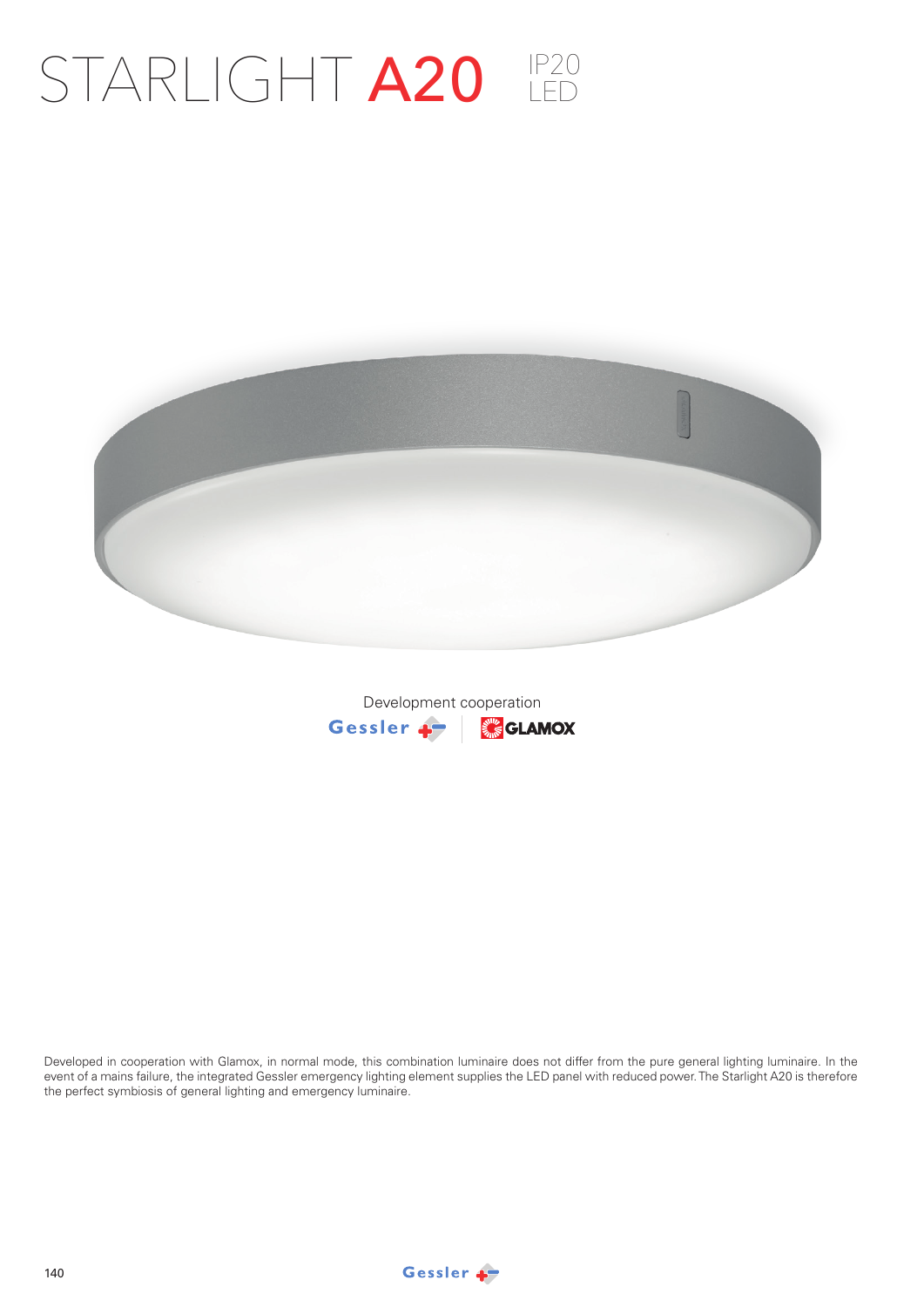# STARLIGHT A20

IP20
LED

Development cooperation

Gessler | GLAMOX

Developed in cooperation with Glamox, in normal mode, this combination luminaire does not differ from the pure general lighting luminaire. In the event of a mains failure, the integrated Gessler emergency lighting element supplies the LED panel with reduced power. The Starlight A20 is therefore the perfect symbiosis of general lighting and emergency luminaire.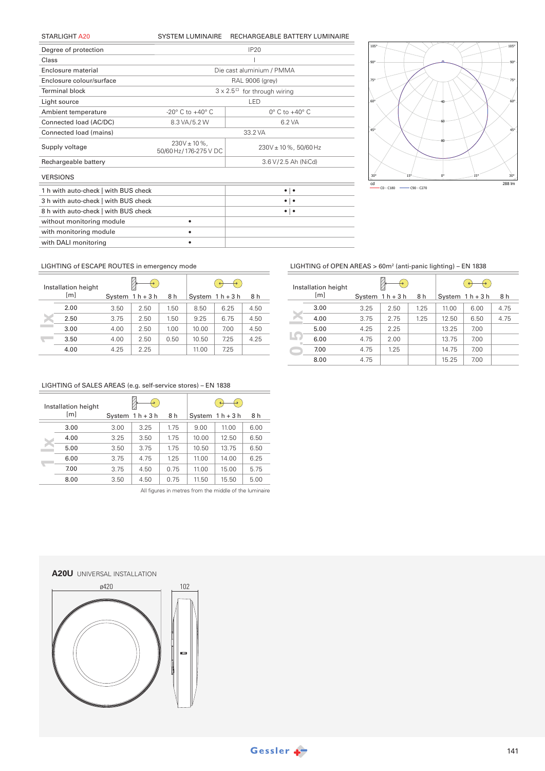| STARLIGHT A20 | SYSTEM LUMINAIRE | RECHARGEABLE BATTERY LUMINAIRE |
|---|---|---|
| Degree of protection | IP20 | |
| Class | I | |
| Enclosure material | Die cast aluminium / PMMA | |
| Enclosure colour/surface | RAL 9006 (grey) | |
| Terminal block | 3 x 2.5□ for through wiring | |
| Light source | LED | |
| Ambient temperature | -20° C to +40° C | 0° C to +40° C |
| Connected load (AC/DC) | 8.3 VA/5.2 W | 6.2 VA |
| Connected load (mains) | 33.2 VA | |
| Supply voltage | 230V ± 10 %, 50/60 Hz/176-275 V DC | 230V ± 10 %, 50/60 Hz |
| Rechargeable battery | | 3.6 V/2.5 Ah (NiCd) |

| VERSIONS | | |
|---|---|---|
| 1 h with auto-check \| with BUS check | | • \| • |
| 3 h with auto-check \| with BUS check | | • \| • |
| 8 h with auto-check \| with BUS check | | • \| • |
| without monitoring module | • | |
| with monitoring module | • | |
| with DALI monitoring | • | |

105° 90° 75° 60° 45° 30° 15° 0° 15° 30°
40 60 80
cd 288 lm
C0 - C180 C90 - C270

LIGHTING of ESCAPE ROUTES in emergency mode

| | Installation height [m] | System | 1 h + 3 h | 8 h | System | 1 h + 3 h | 8 h |
|---|---|---|---|---|---|---|---|
| 1 lx | 2.00 | 3.50 | 2.50 | 1.50 | 8.50 | 6.25 | 4.50 |
| | 2.50 | 3.75 | 2.50 | 1.50 | 9.25 | 6.75 | 4.50 |
| | 3.00 | 4.00 | 2.50 | 1.00 | 10.00 | 7.00 | 4.50 |
| | 3.50 | 4.00 | 2.50 | 0.50 | 10.50 | 7.25 | 4.25 |
| | 4.00 | 4.25 | 2.25 | | 11.00 | 7.25 | |

LIGHTING of OPEN AREAS > 60m² (anti-panic lighting) – EN 1838

| | Installation height [m] | System | 1 h + 3 h | 8 h | System | 1 h + 3 h | 8 h |
|---|---|---|---|---|---|---|---|
| 0.5 lx | 3.00 | 3.25 | 2.50 | 1.25 | 11.00 | 6.00 | 4.75 |
| | 4.00 | 3.75 | 2.75 | 1.25 | 12.50 | 6.50 | 4.75 |
| | 5.00 | 4.25 | 2.25 | | 13.25 | 7.00 | |
| | 6.00 | 4.75 | 2.00 | | 13.75 | 7.00 | |
| | 7.00 | 4.75 | 1.25 | | 14.75 | 7.00 | |
| | 8.00 | 4.75 | | | 15.25 | 7.00 | |

LIGHTING of SALES AREAS (e.g. self-service stores) – EN 1838

| | Installation height [m] | System | 1 h + 3 h | 8 h | System | 1 h + 3 h | 8 h |
|---|---|---|---|---|---|---|---|
| 1 lx | 3.00 | 3.00 | 3.25 | 1.75 | 9.00 | 11.00 | 6.00 |
| | 4.00 | 3.25 | 3.50 | 1.75 | 10.00 | 12.50 | 6.50 |
| | 5.00 | 3.50 | 3.75 | 1.75 | 10.50 | 13.75 | 6.50 |
| | 6.00 | 3.75 | 4.75 | 1.25 | 11.00 | 14.00 | 6.25 |
| | 7.00 | 3.75 | 4.50 | 0.75 | 11.00 | 15.00 | 5.75 |
| | 8.00 | 3.50 | 4.50 | 0.75 | 11.50 | 15.50 | 5.00 |

All figures in metres from the middle of the luminaire

**A20U** UNIVERSAL INSTALLATION

ø420

102